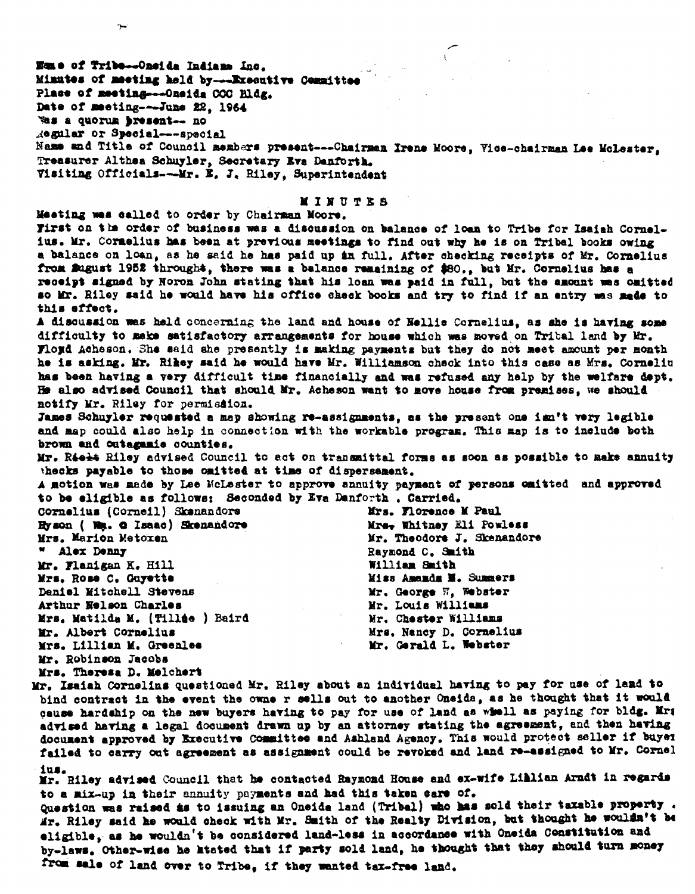Name of Tribe---Oneida Indians Inc.
Minutes of meeting held by---Executive Committee
Place of meeting---Oneida COC Bldg.
Date of meeting---June 22, 1964
Was a quorum present-- no
Regular or Special---special
Name and Title of Council members present---Chairman Irene Moore, Vice-chairman Lee McLester, Treasurer Althea Schuyler, Secretary Eva Danforth.
Visiting Officials---Mr. E. J. Riley, Superintendent

## MINUTES

Meeting was called to order by Chairman Moore.

First on the order of business was a discussion on balance of loan to Tribe for Isaiah Cornelius. Mr. Cornelius has been at previous meetings to find out why he is on Tribal books owing a balance on loan, as he said he has paid up in full. After checking receipts of Mr. Cornelius from August 1952 throught, there was a balance remaining of $80., but Mr. Cornelius has a receipt signed by Noron John stating that his loan was paid in full, but the amount was omitted so Mr. Riley said he would have his office check books and try to find if an entry was made to this effect.

A discussion was held concerning the land and house of Nellie Cornelius, as she is having some difficulty to make satisfactory arrangements for house which was moved on Tribal land by Mr. Floyd Acheson. She said she presently is making payments but they do not meet amount per month he is asking. Mr. Riley said he would have Mr. Williamson check into this case as Mrs. Corneliu has been having a very difficult time financially and was refused any help by the welfare dept. He also advised Council that should Mr. Acheson want to move house from premises, we should notify Mr. Riley for permission.

James Schuyler requested a map showing re-assignments, as the present one isn't very legible and map could also help in connection with the workable program. This map is to include both brown and Outagamie counties.

Mr. Rieit Riley advised Council to act on transmittal forms as soon as possible to make annuity checks payable to those omitted at time of dispersement.

A motion was made by Lee McLester to approve annuity payment of persons omitted and approved to be eligible as follows: Seconded by Eva Danforth . Carried.

Cornelius (Corneil) Skenandore
Hyson ( Wm. C Isaac) Skenandore
Mrs. Marion Metoxen
" Alex Denny
Mr. Flanigan K. Hill
Mrs. Rose C. Guyette
Daniel Mitchell Stevens
Arthur Nelson Charles
Mrs. Matilda M. (Tillie ) Baird
Mr. Albert Cornelius
Mrs. Lillian M. Greenlee
Mr. Robinson Jacobs
Mrs. Theresa D. Melchert
Mrs. Florence M Paul
Mrs. Whitney Eli Powless
Mr. Theodore J. Skenandore
Raymond C. Smith
William Smith
Miss Amanda E. Summers
Mr. George W, Webster
Mr. Louis Williams
Mr. Chester Williams
Mrs. Nancy D. Cornelius
Mr. Gerald L. Webster

Mr. Isaiah Cornelius questioned Mr. Riley about an individual having to pay for use of land to bind contract in the event the owne r sells out to another Oneida, as he thought that it would cause hardship on the new buyers having to pay for use of land as well as paying for bldg. Mr. advised having a legal document drawn up by an attorney stating the agreement, and then having document approved by Executive Committee and Ashland Agency. This would protect seller if buyer failed to carry out agreement as assignment could be revoked and land re-assigned to Mr. Cornelius.

Mr. Riley advised Council that he contacted Raymond House and ex-wife Lillian Arndt in regards to a mix-up in their annuity payments and had this taken care of.

Question was raised as to issuing an Oneida land (Tribal) who has sold their taxable property . Mr. Riley said he would check with Mr. Smith of the Realty Division, but thought he wouldn't be eligible, as he wouldn't be considered land-less in accordance with Oneida Constitution and by-laws. Other-wise he stated that if party sold land, he thought that they should turn money from sale of land over to Tribe, if they wanted tax-free land.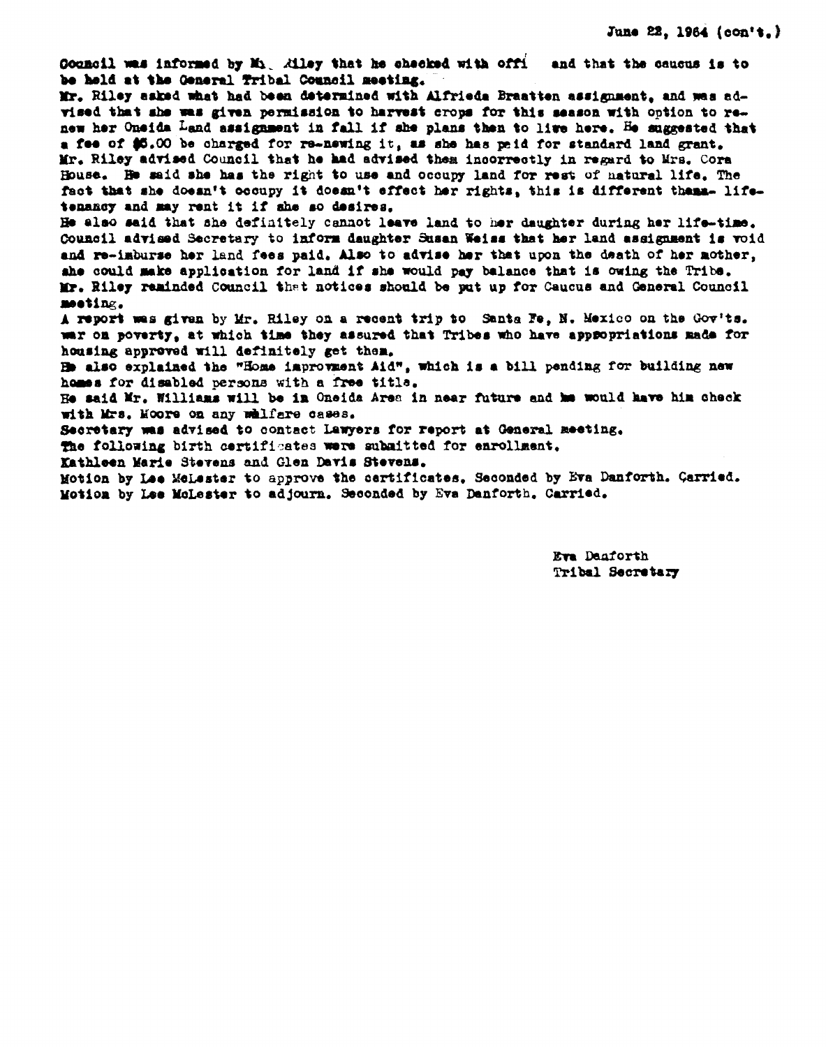June 22, 1964 (con't.)

Council was informed by Mr. Riley that he checked with offi and that the caucus is to be held at the General Tribal Council meeting.

Mr. Riley asked what had been determined with Alfrieda Braatten assignment, and was advised that she was given permission to harvest crops for this season with option to renew her Oneida Land assignment in fall if she plans then to live here. He suggested that a fee of $5.00 be charged for re-newing it, as she has paid for standard land grant.

Mr. Riley advised Council that he had advised them incorrectly in regard to Mrs. Cora House. He said she has the right to use and occupy land for rest of natural life. The fact that she doesn't occupy it doesn't effect her rights, this is different thema- life-tenancy and may rent it if she so desires.

He also said that she definitely cannot leave land to her daughter during her life-time. Council advised Secretary to inform daughter Susan Weiss that her land assignment is void and re-imburse her land fees paid. Also to advise her that upon the death of her mother, she could make application for land if she would pay balance that is owing the Tribe.

Mr. Riley reminded Council that notices should be put up for Caucus and General Council meeting.

A report was given by Mr. Riley on a recent trip to Santa Fe, N. Mexico on the Gov'ts. war on poverty, at which time they assured that Tribes who have appropriations made for housing approved will definitely get them.

He also explained the "Home improvment Aid", which is a bill pending for building new homes for disabled persons with a free title.

He said Mr. Williams will be in Oneida Area in near future and he would have him check with Mrs. Moore on any welfare cases.

Secretary was advised to contact Lawyers for report at General meeting.

The following birth certificates were submitted for enrollment.

Kathleen Marie Stevens and Glen Davis Stevens.

Motion by Lee McLester to approve the certificates. Seconded by Eva Danforth. Carried.

Motion by Lee McLester to adjourn. Seconded by Eva Danforth. Carried.

Eva Danforth
Tribal Secretary